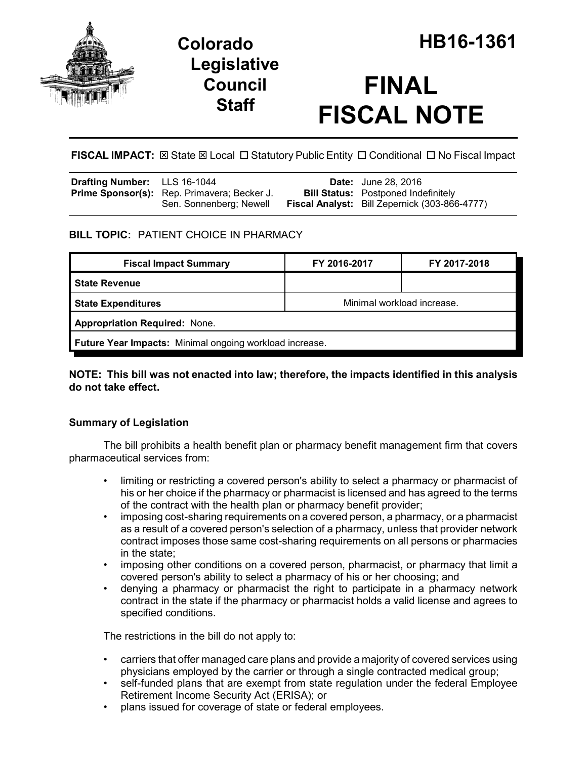# Colorado Legislative Council Staff

# HB16-1361

# FINAL FISCAL NOTE

**FISCAL IMPACT:** ☒ State ☒ Local ☐ Statutory Public Entity ☐ Conditional ☐ No Fiscal Impact

| | | | |
|---|---|---|---|
| **Drafting Number:** | LLS 16-1044 | **Date:** | June 28, 2016 |
| **Prime Sponsor(s):** | Rep. Primavera; Becker J. Sen. Sonnenberg; Newell | **Bill Status:** | Postponed Indefinitely |
| | | **Fiscal Analyst:** | Bill Zepernick (303-866-4777) |

**BILL TOPIC:** PATIENT CHOICE IN PHARMACY

| Fiscal Impact Summary | FY 2016-2017 | FY 2017-2018 |
|---|---|---|
| **State Revenue** | | |
| **State Expenditures** | Minimal workload increase. | |
| **Appropriation Required:** None. | | |
| **Future Year Impacts:** Minimal ongoing workload increase. | | |

**NOTE: This bill was not enacted into law; therefore, the impacts identified in this analysis do not take effect.**

### Summary of Legislation

The bill prohibits a health benefit plan or pharmacy benefit management firm that covers pharmaceutical services from:

- limiting or restricting a covered person's ability to select a pharmacy or pharmacist of his or her choice if the pharmacy or pharmacist is licensed and has agreed to the terms of the contract with the health plan or pharmacy benefit provider;
- imposing cost-sharing requirements on a covered person, a pharmacy, or a pharmacist as a result of a covered person's selection of a pharmacy, unless that provider network contract imposes those same cost-sharing requirements on all persons or pharmacies in the state;
- imposing other conditions on a covered person, pharmacist, or pharmacy that limit a covered person's ability to select a pharmacy of his or her choosing; and
- denying a pharmacy or pharmacist the right to participate in a pharmacy network contract in the state if the pharmacy or pharmacist holds a valid license and agrees to specified conditions.

The restrictions in the bill do not apply to:

- carriers that offer managed care plans and provide a majority of covered services using physicians employed by the carrier or through a single contracted medical group;
- self-funded plans that are exempt from state regulation under the federal Employee Retirement Income Security Act (ERISA); or
- plans issued for coverage of state or federal employees.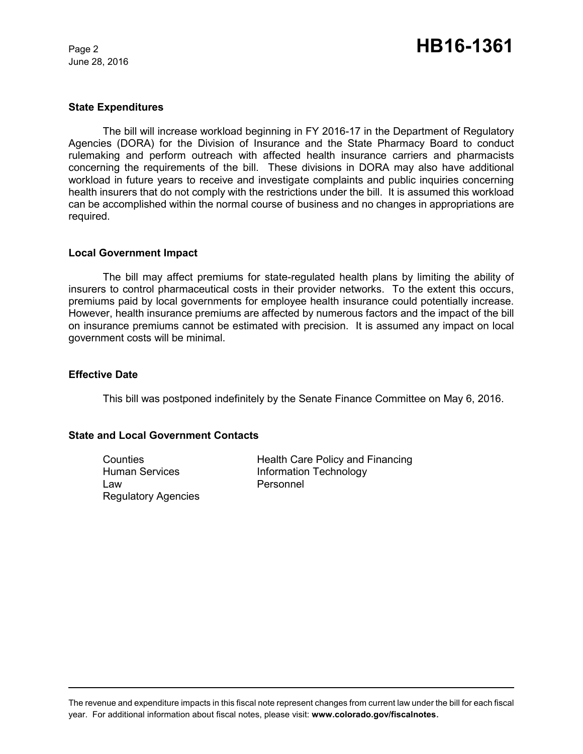## State Expenditures

The bill will increase workload beginning in FY 2016-17 in the Department of Regulatory Agencies (DORA) for the Division of Insurance and the State Pharmacy Board to conduct rulemaking and perform outreach with affected health insurance carriers and pharmacists concerning the requirements of the bill. These divisions in DORA may also have additional workload in future years to receive and investigate complaints and public inquiries concerning health insurers that do not comply with the restrictions under the bill. It is assumed this workload can be accomplished within the normal course of business and no changes in appropriations are required.

## Local Government Impact

The bill may affect premiums for state-regulated health plans by limiting the ability of insurers to control pharmaceutical costs in their provider networks. To the extent this occurs, premiums paid by local governments for employee health insurance could potentially increase. However, health insurance premiums are affected by numerous factors and the impact of the bill on insurance premiums cannot be estimated with precision. It is assumed any impact on local government costs will be minimal.

## Effective Date

This bill was postponed indefinitely by the Senate Finance Committee on May 6, 2016.

## State and Local Government Contacts

| | |
|---|---|
| Counties | Health Care Policy and Financing |
| Human Services | Information Technology |
| Law | Personnel |
| Regulatory Agencies | |

The revenue and expenditure impacts in this fiscal note represent changes from current law under the bill for each fiscal year. For additional information about fiscal notes, please visit: **www.colorado.gov/fiscalnotes.**